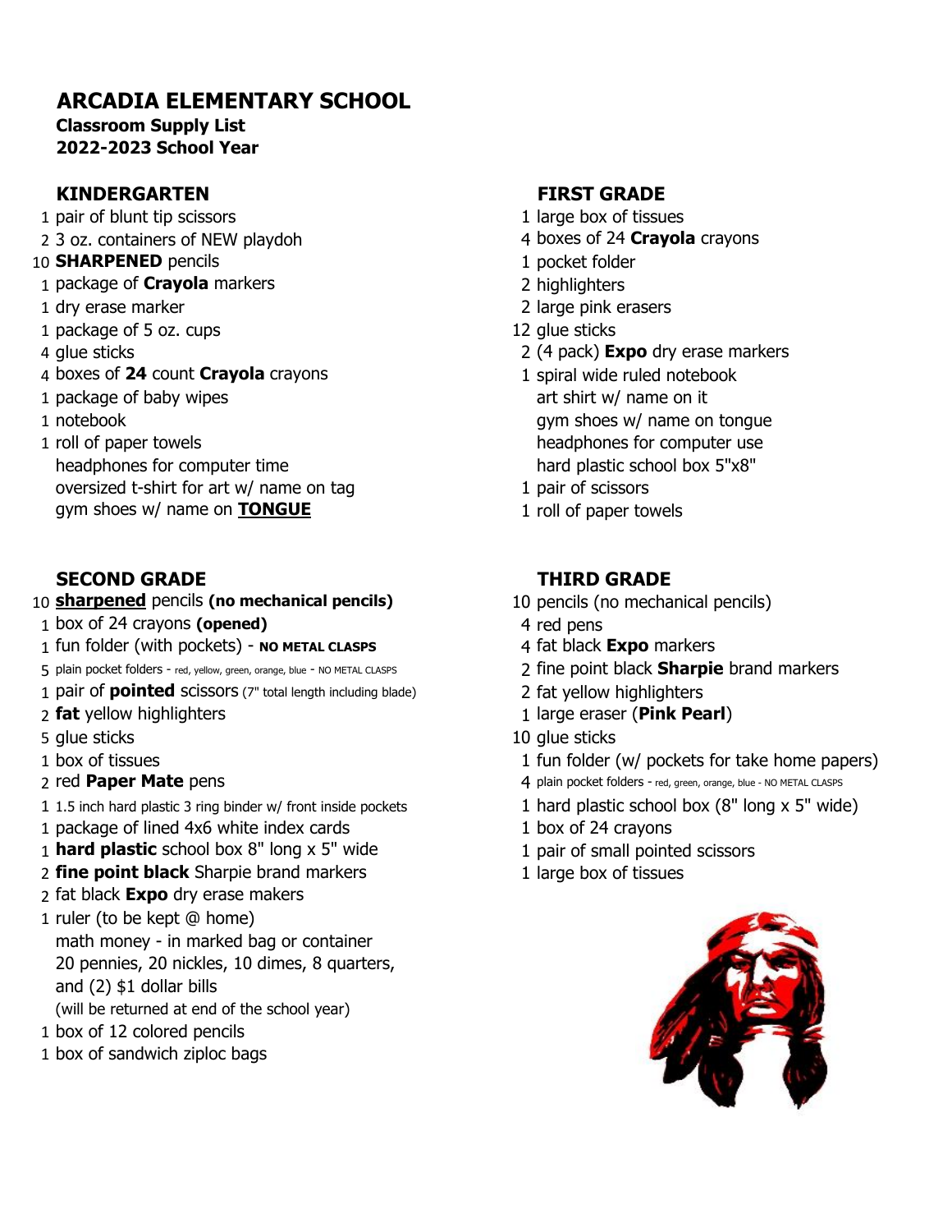# ARCADIA ELEMENTARY SCHOOL

**Classroom Supply List**
**2022-2023 School Year**

## KINDERGARTEN

- 1 pair of blunt tip scissors
- 2 3 oz. containers of NEW playdoh
- 10 **SHARPENED** pencils
- 1 package of **Crayola** markers
- 1 dry erase marker
- 1 package of 5 oz. cups
- 4 glue sticks
- 4 boxes of **24** count **Crayola** crayons
- 1 package of baby wipes
- 1 notebook
- 1 roll of paper towels
- headphones for computer time
- oversized t-shirt for art w/ name on tag
- gym shoes w/ name on **TONGUE**

## FIRST GRADE

- 1 large box of tissues
- 4 boxes of 24 **Crayola** crayons
- 1 pocket folder
- 2 highlighters
- 2 large pink erasers
- 12 glue sticks
- 2 (4 pack) **Expo** dry erase markers
- 1 spiral wide ruled notebook
- art shirt w/ name on it
- gym shoes w/ name on tongue
- headphones for computer use
- hard plastic school box 5"x8"
- 1 pair of scissors
- 1 roll of paper towels

## SECOND GRADE

- 10 **sharpened** pencils **(no mechanical pencils)**
- 1 box of 24 crayons **(opened)**
- 1 fun folder (with pockets) - **NO METAL CLASPS**
- 5 plain pocket folders - red, yellow, green, orange, blue - NO METAL CLASPS
- 1 pair of **pointed** scissors (7" total length including blade)
- 2 **fat** yellow highlighters
- 5 glue sticks
- 1 box of tissues
- 2 red **Paper Mate** pens
- 1 1.5 inch hard plastic 3 ring binder w/ front inside pockets
- 1 package of lined 4x6 white index cards
- 1 **hard plastic** school box 8" long x 5" wide
- 2 **fine point black** Sharpie brand markers
- 2 fat black **Expo** dry erase makers
- 1 ruler (to be kept @ home)
- math money - in marked bag or container 20 pennies, 20 nickles, 10 dimes, 8 quarters, and (2) $1 dollar bills (will be returned at end of the school year)
- 1 box of 12 colored pencils
- 1 box of sandwich ziploc bags

## THIRD GRADE

- 10 pencils (no mechanical pencils)
- 4 red pens
- 4 fat black **Expo** markers
- 2 fine point black **Sharpie** brand markers
- 2 fat yellow highlighters
- 1 large eraser (**Pink Pearl**)
- 10 glue sticks
- 1 fun folder (w/ pockets for take home papers)
- 4 plain pocket folders - red, green, orange, blue - NO METAL CLASPS
- 1 hard plastic school box (8" long x 5" wide)
- 1 box of 24 crayons
- 1 pair of small pointed scissors
- 1 large box of tissues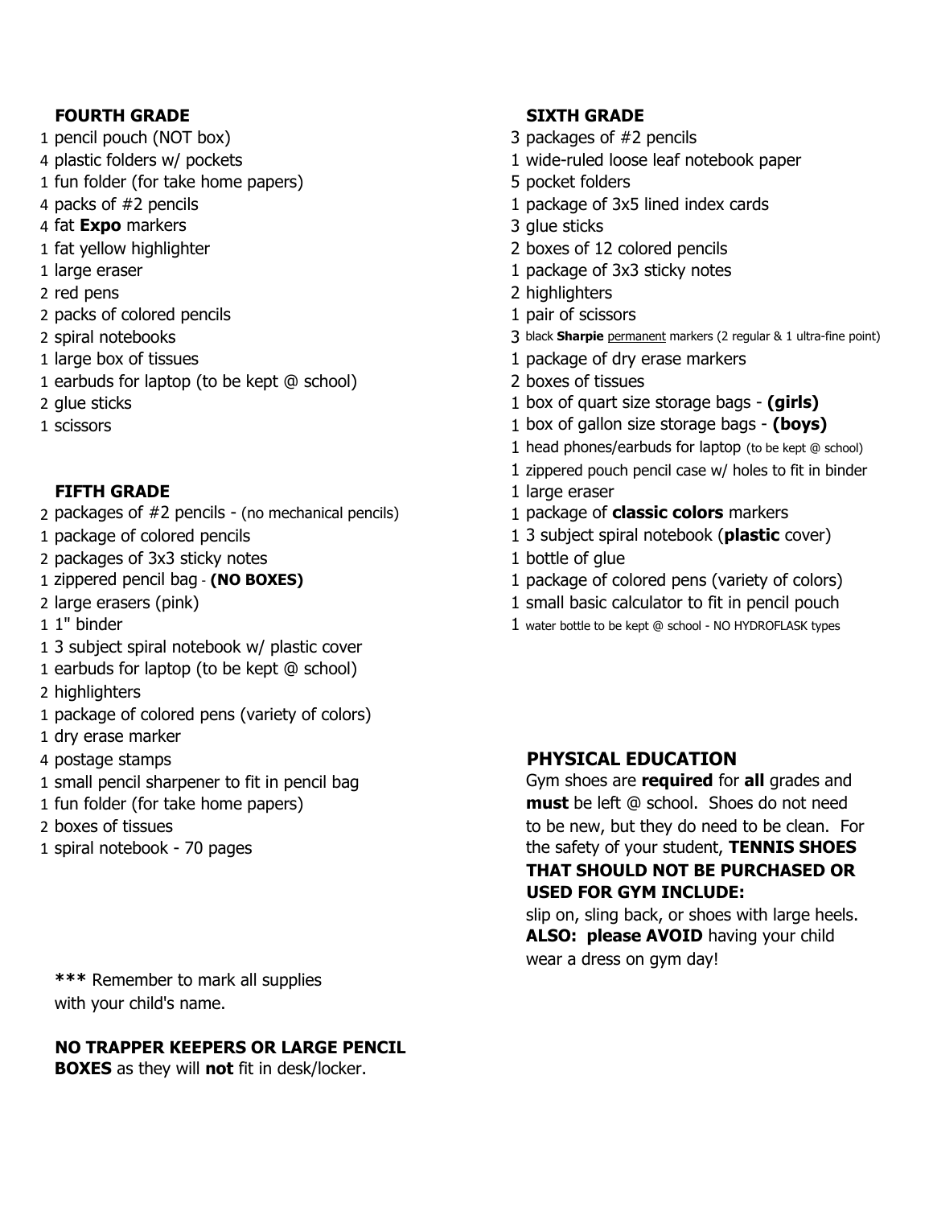## FOURTH GRADE

- 1 pencil pouch (NOT box)
- 4 plastic folders w/ pockets
- 1 fun folder (for take home papers)
- 4 packs of #2 pencils
- 4 fat **Expo** markers
- 1 fat yellow highlighter
- 1 large eraser
- 2 red pens
- 2 packs of colored pencils
- 2 spiral notebooks
- 1 large box of tissues
- 1 earbuds for laptop (to be kept @ school)
- 2 glue sticks
- 1 scissors

## FIFTH GRADE

- 2 packages of #2 pencils - (no mechanical pencils)
- 1 package of colored pencils
- 2 packages of 3x3 sticky notes
- 1 zippered pencil bag - **(NO BOXES)**
- 2 large erasers (pink)
- 1 1" binder
- 1 3 subject spiral notebook w/ plastic cover
- 1 earbuds for laptop (to be kept @ school)
- 2 highlighters
- 1 package of colored pens (variety of colors)
- 1 dry erase marker
- 4 postage stamps
- 1 small pencil sharpener to fit in pencil bag
- 1 fun folder (for take home papers)
- 2 boxes of tissues
- 1 spiral notebook - 70 pages

**\*\*\*** Remember to mark all supplies with your child's name.

**NO TRAPPER KEEPERS OR LARGE PENCIL BOXES** as they will **not** fit in desk/locker.

## SIXTH GRADE

- 3 packages of #2 pencils
- 1 wide-ruled loose leaf notebook paper
- 5 pocket folders
- 1 package of 3x5 lined index cards
- 3 glue sticks
- 2 boxes of 12 colored pencils
- 1 package of 3x3 sticky notes
- 2 highlighters
- 1 pair of scissors
- 3 black **Sharpie** permanent markers (2 regular & 1 ultra-fine point)
- 1 package of dry erase markers
- 2 boxes of tissues
- 1 box of quart size storage bags - **(girls)**
- 1 box of gallon size storage bags - **(boys)**
- 1 head phones/earbuds for laptop (to be kept @ school)
- 1 zippered pouch pencil case w/ holes to fit in binder
- 1 large eraser
- 1 package of **classic colors** markers
- 1 3 subject spiral notebook (**plastic** cover)
- 1 bottle of glue
- 1 package of colored pens (variety of colors)
- 1 small basic calculator to fit in pencil pouch
- 1 water bottle to be kept @ school - NO HYDROFLASK types

## PHYSICAL EDUCATION

Gym shoes are **required** for **all** grades and **must** be left @ school. Shoes do not need to be new, but they do need to be clean. For the safety of your student, **TENNIS SHOES THAT SHOULD NOT BE PURCHASED OR USED FOR GYM INCLUDE:** slip on, sling back, or shoes with large heels. **ALSO: please AVOID** having your child wear a dress on gym day!